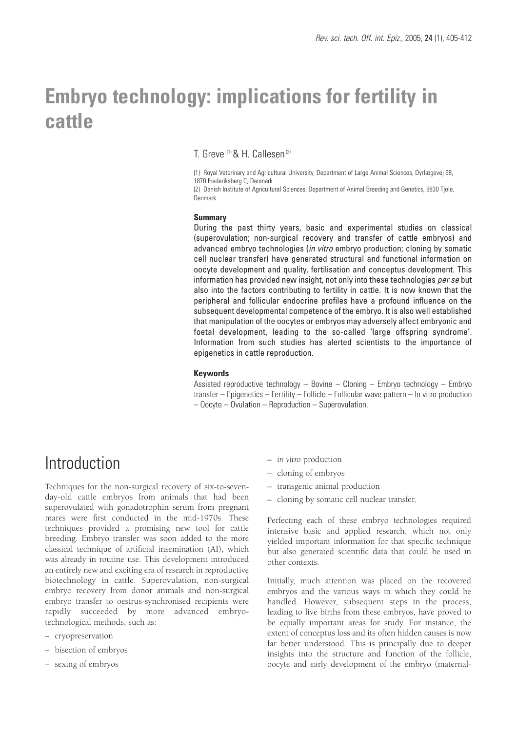# Embryo technology: implications for fertility in cattle

T. Greve [(1)] & H. Callesen [(2)]

(1) Royal Veterinary and Agricultural University, Department of Large Animal Sciences, Dyrlægevej 68, 1870 Frederiksberg C, Denmark
(2) Danish Institute of Agricultural Sciences, Department of Animal Breeding and Genetics, 8830 Tjele, Denmark

### Summary

During the past thirty years, basic and experimental studies on classical (superovulation; non-surgical recovery and transfer of cattle embryos) and advanced embryo technologies (*in vitro* embryo production; cloning by somatic cell nuclear transfer) have generated structural and functional information on oocyte development and quality, fertilisation and conceptus development. This information has provided new insight, not only into these technologies *per se* but also into the factors contributing to fertility in cattle. It is now known that the peripheral and follicular endocrine profiles have a profound influence on the subsequent developmental competence of the embryo. It is also well established that manipulation of the oocytes or embryos may adversely affect embryonic and foetal development, leading to the so-called 'large offspring syndrome'. Information from such studies has alerted scientists to the importance of epigenetics in cattle reproduction.

### Keywords

Assisted reproductive technology – Bovine – Cloning – Embryo technology – Embryo transfer – Epigenetics – Fertility – Follicle – Follicular wave pattern – In vitro production – Oocyte – Ovulation – Reproduction – Superovulation.

## Introduction

Techniques for the non-surgical recovery of six-to-seven-day-old cattle embryos from animals that had been superovulated with gonadotrophin serum from pregnant mares were first conducted in the mid-1970s. These techniques provided a promising new tool for cattle breeding. Embryo transfer was soon added to the more classical technique of artificial insemination (AI), which was already in routine use. This development introduced an entirely new and exciting era of research in reproductive biotechnology in cattle. Superovulation, non-surgical embryo recovery from donor animals and non-surgical embryo transfer to oestrus-synchronised recipients were rapidly succeeded by more advanced embryo-technological methods, such as:

– cryopreservation
– bisection of embryos
– sexing of embryos
– *in vitro* production
– cloning of embryos
– transgenic animal production
– cloning by somatic cell nuclear transfer.

Perfecting each of these embryo technologies required intensive basic and applied research, which not only yielded important information for that specific technique but also generated scientific data that could be used in other contexts.

Initially, much attention was placed on the recovered embryos and the various ways in which they could be handled. However, subsequent steps in the process, leading to live births from these embryos, have proved to be equally important areas for study. For instance, the extent of conceptus loss and its often hidden causes is now far better understood. This is principally due to deeper insights into the structure and function of the follicle, oocyte and early development of the embryo (maternal-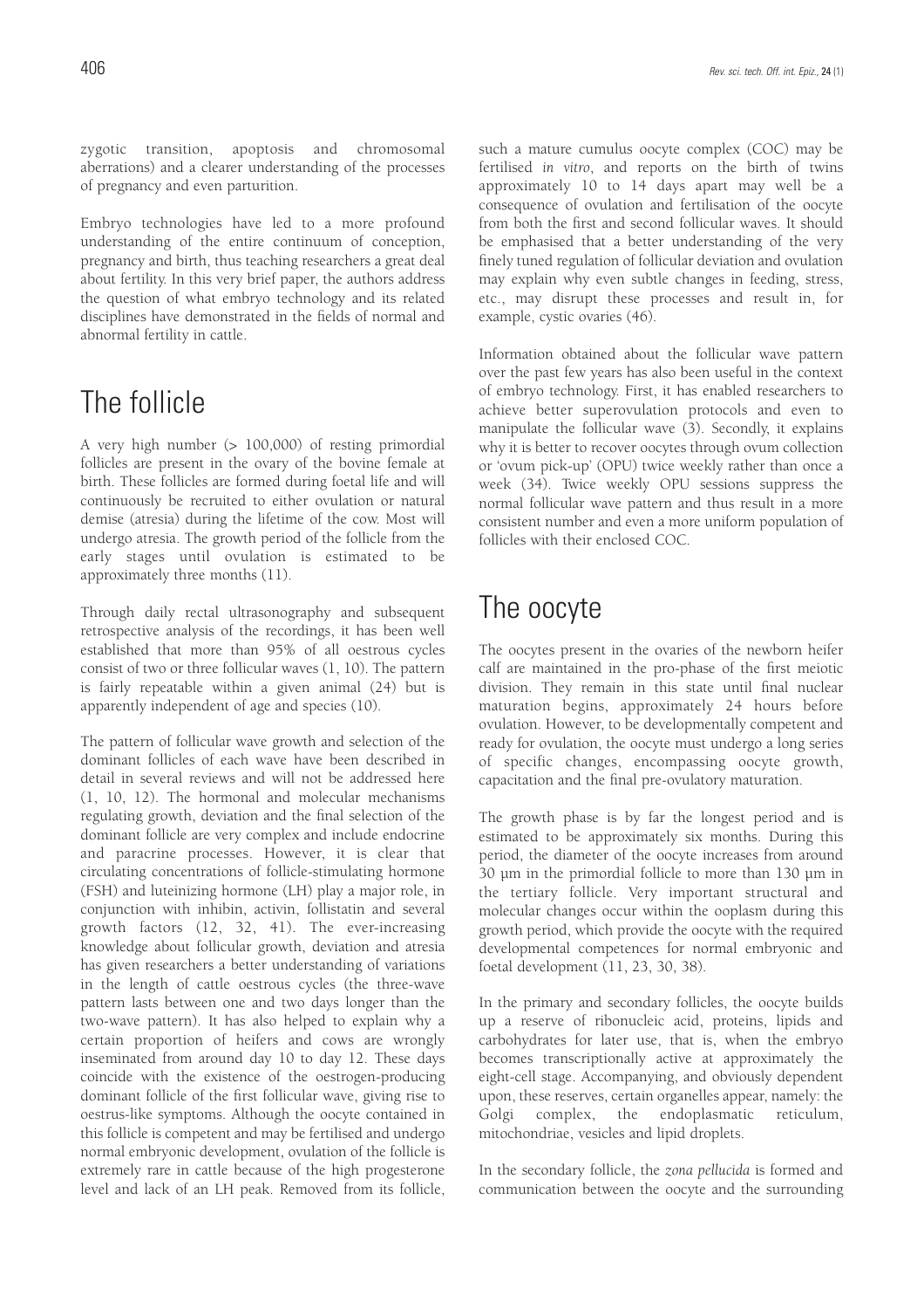zygotic transition, apoptosis and chromosomal aberrations) and a clearer understanding of the processes of pregnancy and even parturition.

Embryo technologies have led to a more profound understanding of the entire continuum of conception, pregnancy and birth, thus teaching researchers a great deal about fertility. In this very brief paper, the authors address the question of what embryo technology and its related disciplines have demonstrated in the fields of normal and abnormal fertility in cattle.

## The follicle

A very high number (> 100,000) of resting primordial follicles are present in the ovary of the bovine female at birth. These follicles are formed during foetal life and will continuously be recruited to either ovulation or natural demise (atresia) during the lifetime of the cow. Most will undergo atresia. The growth period of the follicle from the early stages until ovulation is estimated to be approximately three months (11).

Through daily rectal ultrasonography and subsequent retrospective analysis of the recordings, it has been well established that more than 95% of all oestrous cycles consist of two or three follicular waves (1, 10). The pattern is fairly repeatable within a given animal (24) but is apparently independent of age and species (10).

The pattern of follicular wave growth and selection of the dominant follicles of each wave have been described in detail in several reviews and will not be addressed here (1, 10, 12). The hormonal and molecular mechanisms regulating growth, deviation and the final selection of the dominant follicle are very complex and include endocrine and paracrine processes. However, it is clear that circulating concentrations of follicle-stimulating hormone (FSH) and luteinizing hormone (LH) play a major role, in conjunction with inhibin, activin, follistatin and several growth factors (12, 32, 41). The ever-increasing knowledge about follicular growth, deviation and atresia has given researchers a better understanding of variations in the length of cattle oestrous cycles (the three-wave pattern lasts between one and two days longer than the two-wave pattern). It has also helped to explain why a certain proportion of heifers and cows are wrongly inseminated from around day 10 to day 12. These days coincide with the existence of the oestrogen-producing dominant follicle of the first follicular wave, giving rise to oestrus-like symptoms. Although the oocyte contained in this follicle is competent and may be fertilised and undergo normal embryonic development, ovulation of the follicle is extremely rare in cattle because of the high progesterone level and lack of an LH peak. Removed from its follicle, such a mature cumulus oocyte complex (COC) may be fertilised *in vitro*, and reports on the birth of twins approximately 10 to 14 days apart may well be a consequence of ovulation and fertilisation of the oocyte from both the first and second follicular waves. It should be emphasised that a better understanding of the very finely tuned regulation of follicular deviation and ovulation may explain why even subtle changes in feeding, stress, etc., may disrupt these processes and result in, for example, cystic ovaries (46).

Information obtained about the follicular wave pattern over the past few years has also been useful in the context of embryo technology. First, it has enabled researchers to achieve better superovulation protocols and even to manipulate the follicular wave (3). Secondly, it explains why it is better to recover oocytes through ovum collection or 'ovum pick-up' (OPU) twice weekly rather than once a week (34). Twice weekly OPU sessions suppress the normal follicular wave pattern and thus result in a more consistent number and even a more uniform population of follicles with their enclosed COC.

## The oocyte

The oocytes present in the ovaries of the newborn heifer calf are maintained in the pro-phase of the first meiotic division. They remain in this state until final nuclear maturation begins, approximately 24 hours before ovulation. However, to be developmentally competent and ready for ovulation, the oocyte must undergo a long series of specific changes, encompassing oocyte growth, capacitation and the final pre-ovulatory maturation.

The growth phase is by far the longest period and is estimated to be approximately six months. During this period, the diameter of the oocyte increases from around 30 µm in the primordial follicle to more than 130 µm in the tertiary follicle. Very important structural and molecular changes occur within the ooplasm during this growth period, which provide the oocyte with the required developmental competences for normal embryonic and foetal development (11, 23, 30, 38).

In the primary and secondary follicles, the oocyte builds up a reserve of ribonucleic acid, proteins, lipids and carbohydrates for later use, that is, when the embryo becomes transcriptionally active at approximately the eight-cell stage. Accompanying, and obviously dependent upon, these reserves, certain organelles appear, namely: the Golgi complex, the endoplasmatic reticulum, mitochondriae, vesicles and lipid droplets.

In the secondary follicle, the *zona pellucida* is formed and communication between the oocyte and the surrounding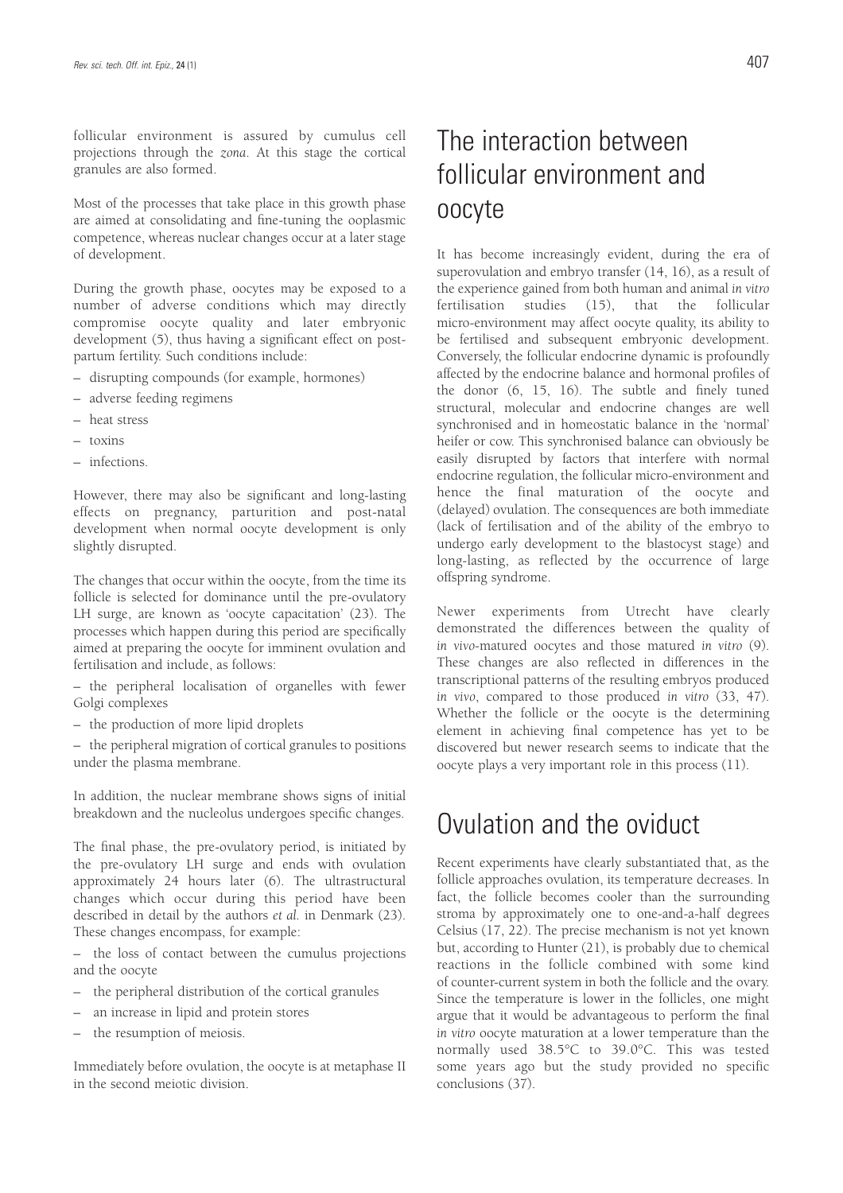follicular environment is assured by cumulus cell projections through the *zona*. At this stage the cortical granules are also formed.

Most of the processes that take place in this growth phase are aimed at consolidating and fine-tuning the ooplasmic competence, whereas nuclear changes occur at a later stage of development.

During the growth phase, oocytes may be exposed to a number of adverse conditions which may directly compromise oocyte quality and later embryonic development (5), thus having a significant effect on post-partum fertility. Such conditions include:

- disrupting compounds (for example, hormones)
- adverse feeding regimens
- heat stress
- toxins
- infections.

However, there may also be significant and long-lasting effects on pregnancy, parturition and post-natal development when normal oocyte development is only slightly disrupted.

The changes that occur within the oocyte, from the time its follicle is selected for dominance until the pre-ovulatory LH surge, are known as 'oocyte capacitation' (23). The processes which happen during this period are specifically aimed at preparing the oocyte for imminent ovulation and fertilisation and include, as follows:

- the peripheral localisation of organelles with fewer Golgi complexes
- the production of more lipid droplets
- the peripheral migration of cortical granules to positions under the plasma membrane.

In addition, the nuclear membrane shows signs of initial breakdown and the nucleolus undergoes specific changes.

The final phase, the pre-ovulatory period, is initiated by the pre-ovulatory LH surge and ends with ovulation approximately 24 hours later (6). The ultrastructural changes which occur during this period have been described in detail by the authors *et al.* in Denmark (23). These changes encompass, for example:

- the loss of contact between the cumulus projections and the oocyte
- the peripheral distribution of the cortical granules
- an increase in lipid and protein stores
- the resumption of meiosis.

Immediately before ovulation, the oocyte is at metaphase II in the second meiotic division.

# The interaction between follicular environment and oocyte

It has become increasingly evident, during the era of superovulation and embryo transfer (14, 16), as a result of the experience gained from both human and animal *in vitro* fertilisation studies (15), that the follicular micro-environment may affect oocyte quality, its ability to be fertilised and subsequent embryonic development. Conversely, the follicular endocrine dynamic is profoundly affected by the endocrine balance and hormonal profiles of the donor (6, 15, 16). The subtle and finely tuned structural, molecular and endocrine changes are well synchronised and in homeostatic balance in the 'normal' heifer or cow. This synchronised balance can obviously be easily disrupted by factors that interfere with normal endocrine regulation, the follicular micro-environment and hence the final maturation of the oocyte and (delayed) ovulation. The consequences are both immediate (lack of fertilisation and of the ability of the embryo to undergo early development to the blastocyst stage) and long-lasting, as reflected by the occurrence of large offspring syndrome.

Newer experiments from Utrecht have clearly demonstrated the differences between the quality of *in vivo*-matured oocytes and those matured *in vitro* (9). These changes are also reflected in differences in the transcriptional patterns of the resulting embryos produced *in vivo*, compared to those produced *in vitro* (33, 47). Whether the follicle or the oocyte is the determining element in achieving final competence has yet to be discovered but newer research seems to indicate that the oocyte plays a very important role in this process (11).

# Ovulation and the oviduct

Recent experiments have clearly substantiated that, as the follicle approaches ovulation, its temperature decreases. In fact, the follicle becomes cooler than the surrounding stroma by approximately one to one-and-a-half degrees Celsius (17, 22). The precise mechanism is not yet known but, according to Hunter (21), is probably due to chemical reactions in the follicle combined with some kind of counter-current system in both the follicle and the ovary. Since the temperature is lower in the follicles, one might argue that it would be advantageous to perform the final *in vitro* oocyte maturation at a lower temperature than the normally used 38.5°C to 39.0°C. This was tested some years ago but the study provided no specific conclusions (37).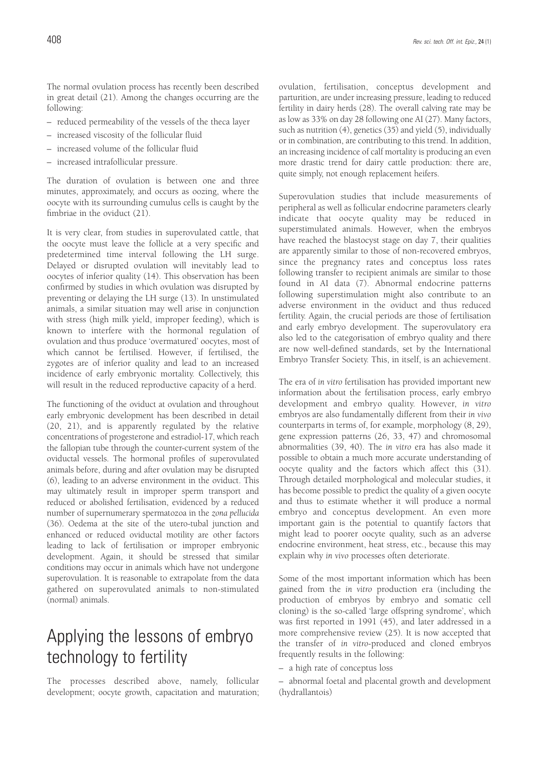The normal ovulation process has recently been described in great detail (21). Among the changes occurring are the following:

– reduced permeability of the vessels of the theca layer
– increased viscosity of the follicular fluid
– increased volume of the follicular fluid
– increased intrafollicular pressure.

The duration of ovulation is between one and three minutes, approximately, and occurs as oozing, where the oocyte with its surrounding cumulus cells is caught by the fimbriae in the oviduct (21).

It is very clear, from studies in superovulated cattle, that the oocyte must leave the follicle at a very specific and predetermined time interval following the LH surge. Delayed or disrupted ovulation will inevitably lead to oocytes of inferior quality (14). This observation has been confirmed by studies in which ovulation was disrupted by preventing or delaying the LH surge (13). In unstimulated animals, a similar situation may well arise in conjunction with stress (high milk yield, improper feeding), which is known to interfere with the hormonal regulation of ovulation and thus produce 'overmatured' oocytes, most of which cannot be fertilised. However, if fertilised, the zygotes are of inferior quality and lead to an increased incidence of early embryonic mortality. Collectively, this will result in the reduced reproductive capacity of a herd.

The functioning of the oviduct at ovulation and throughout early embryonic development has been described in detail (20, 21), and is apparently regulated by the relative concentrations of progesterone and estradiol-17, which reach the fallopian tube through the counter-current system of the oviductal vessels. The hormonal profiles of superovulated animals before, during and after ovulation may be disrupted (6), leading to an adverse environment in the oviduct. This may ultimately result in improper sperm transport and reduced or abolished fertilisation, evidenced by a reduced number of supernumerary spermatozoa in the *zona pellucida* (36). Oedema at the site of the utero-tubal junction and enhanced or reduced oviductal motility are other factors leading to lack of fertilisation or improper embryonic development. Again, it should be stressed that similar conditions may occur in animals which have not undergone superovulation. It is reasonable to extrapolate from the data gathered on superovulated animals to non-stimulated (normal) animals.

# Applying the lessons of embryo technology to fertility

The processes described above, namely, follicular development; oocyte growth, capacitation and maturation; ovulation, fertilisation, conceptus development and parturition, are under increasing pressure, leading to reduced fertility in dairy herds (28). The overall calving rate may be as low as 33% on day 28 following one AI (27). Many factors, such as nutrition (4), genetics (35) and yield (5), individually or in combination, are contributing to this trend. In addition, an increasing incidence of calf mortality is producing an even more drastic trend for dairy cattle production: there are, quite simply, not enough replacement heifers.

Superovulation studies that include measurements of peripheral as well as follicular endocrine parameters clearly indicate that oocyte quality may be reduced in superstimulated animals. However, when the embryos have reached the blastocyst stage on day 7, their qualities are apparently similar to those of non-recovered embryos, since the pregnancy rates and conceptus loss rates following transfer to recipient animals are similar to those found in AI data (7). Abnormal endocrine patterns following superstimulation might also contribute to an adverse environment in the oviduct and thus reduced fertility. Again, the crucial periods are those of fertilisation and early embryo development. The superovulatory era also led to the categorisation of embryo quality and there are now well-defined standards, set by the International Embryo Transfer Society. This, in itself, is an achievement.

The era of *in vitro* fertilisation has provided important new information about the fertilisation process, early embryo development and embryo quality. However, *in vitro* embryos are also fundamentally different from their *in vivo* counterparts in terms of, for example, morphology (8, 29), gene expression patterns (26, 33, 47) and chromosomal abnormalities (39, 40). The *in vitro* era has also made it possible to obtain a much more accurate understanding of oocyte quality and the factors which affect this (31). Through detailed morphological and molecular studies, it has become possible to predict the quality of a given oocyte and thus to estimate whether it will produce a normal embryo and conceptus development. An even more important gain is the potential to quantify factors that might lead to poorer oocyte quality, such as an adverse endocrine environment, heat stress, etc., because this may explain why *in vivo* processes often deteriorate.

Some of the most important information which has been gained from the *in vitro* production era (including the production of embryos by embryo and somatic cell cloning) is the so-called 'large offspring syndrome', which was first reported in 1991 (45), and later addressed in a more comprehensive review (25). It is now accepted that the transfer of *in vitro*-produced and cloned embryos frequently results in the following:

– a high rate of conceptus loss
– abnormal foetal and placental growth and development (hydrallantois)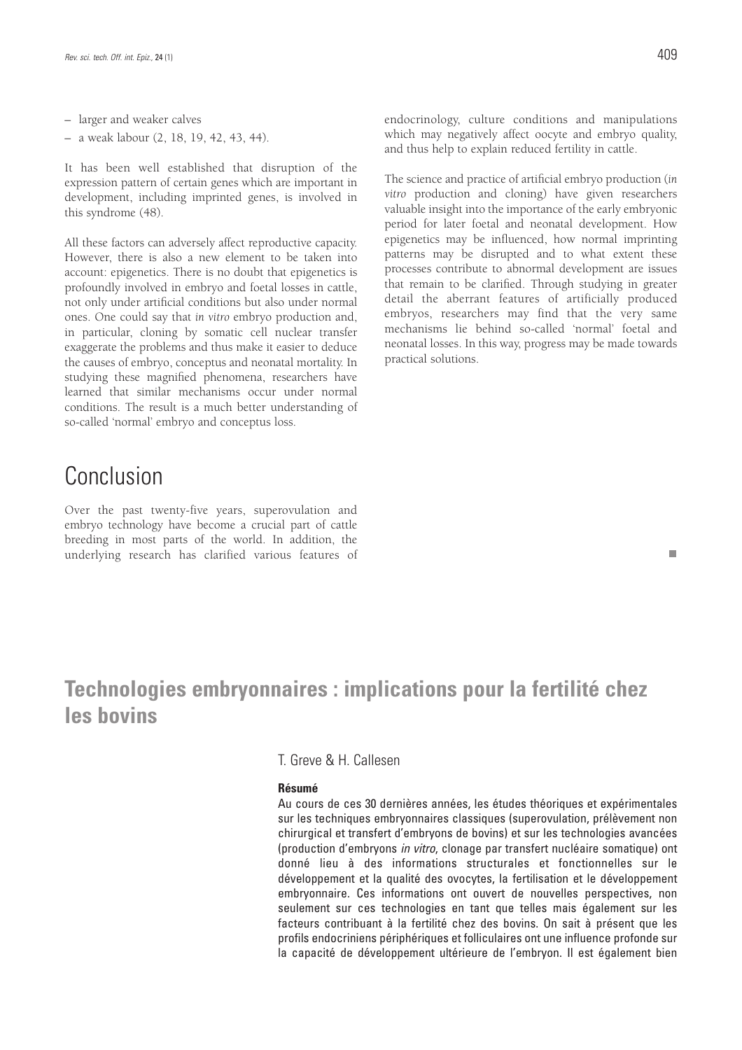– larger and weaker calves
– a weak labour (2, 18, 19, 42, 43, 44).

It has been well established that disruption of the expression pattern of certain genes which are important in development, including imprinted genes, is involved in this syndrome (48).

All these factors can adversely affect reproductive capacity. However, there is also a new element to be taken into account: epigenetics. There is no doubt that epigenetics is profoundly involved in embryo and foetal losses in cattle, not only under artificial conditions but also under normal ones. One could say that *in vitro* embryo production and, in particular, cloning by somatic cell nuclear transfer exaggerate the problems and thus make it easier to deduce the causes of embryo, conceptus and neonatal mortality. In studying these magnified phenomena, researchers have learned that similar mechanisms occur under normal conditions. The result is a much better understanding of so-called 'normal' embryo and conceptus loss.

# Conclusion

Over the past twenty-five years, superovulation and embryo technology have become a crucial part of cattle breeding in most parts of the world. In addition, the underlying research has clarified various features of endocrinology, culture conditions and manipulations which may negatively affect oocyte and embryo quality, and thus help to explain reduced fertility in cattle.

The science and practice of artificial embryo production (*in vitro* production and cloning) have given researchers valuable insight into the importance of the early embryonic period for later foetal and neonatal development. How epigenetics may be influenced, how normal imprinting patterns may be disrupted and to what extent these processes contribute to abnormal development are issues that remain to be clarified. Through studying in greater detail the aberrant features of artificially produced embryos, researchers may find that the very same mechanisms lie behind so-called 'normal' foetal and neonatal losses. In this way, progress may be made towards practical solutions.

# Technologies embryonnaires : implications pour la fertilité chez les bovins

T. Greve & H. Callesen

**Résumé**

Au cours de ces 30 dernières années, les études théoriques et expérimentales sur les techniques embryonnaires classiques (superovulation, prélèvement non chirurgical et transfert d'embryons de bovins) et sur les technologies avancées (production d'embryons *in vitro*, clonage par transfert nucléaire somatique) ont donné lieu à des informations structurales et fonctionnelles sur le développement et la qualité des ovocytes, la fertilisation et le développement embryonnaire. Ces informations ont ouvert de nouvelles perspectives, non seulement sur ces technologies en tant que telles mais également sur les facteurs contribuant à la fertilité chez des bovins. On sait à présent que les profils endocriniens périphériques et folliculaires ont une influence profonde sur la capacité de développement ultérieure de l'embryon. Il est également bien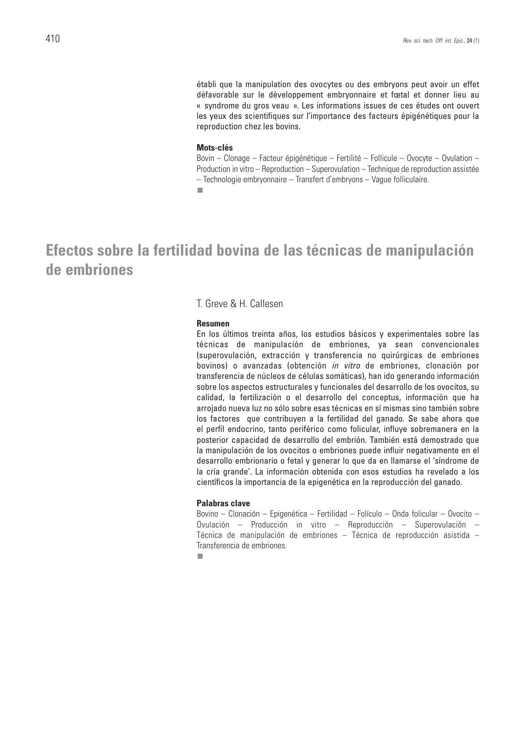établi que la manipulation des ovocytes ou des embryons peut avoir un effet défavorable sur le développement embryonnaire et fœtal et donner lieu au « syndrome du gros veau ». Les informations issues de ces études ont ouvert les yeux des scientifiques sur l'importance des facteurs épigénétiques pour la reproduction chez les bovins.

**Mots-clés**

Bovin – Clonage – Facteur épigénétique – Fertilité – Follicule – Ovocyte – Ovulation – Production in vitro – Reproduction – Superovulation – Technique de reproduction assistée – Technologie embryonnaire – Transfert d'embryons – Vague folliculaire.

■

# Efectos sobre la fertilidad bovina de las técnicas de manipulación de embriones

T. Greve & H. Callesen

**Resumen**

En los últimos treinta años, los estudios básicos y experimentales sobre las técnicas de manipulación de embriones, ya sean convencionales (superovulación, extracción y transferencia no quirúrgicas de embriones bovinos) o avanzadas (obtención *in vitro* de embriones, clonación por transferencia de núcleos de células somáticas), han ido generando información sobre los aspectos estructurales y funcionales del desarrollo de los ovocitos, su calidad, la fertilización o el desarrollo del conceptus, información que ha arrojado nueva luz no sólo sobre esas técnicas en sí mismas sino también sobre los factores que contribuyen a la fertilidad del ganado. Se sabe ahora que el perfil endocrino, tanto periférico como folicular, influye sobremanera en la posterior capacidad de desarrollo del embrión. También está demostrado que la manipulación de los ovocitos o embriones puede influir negativamente en el desarrollo embrionario o fetal y generar lo que da en llamarse el 'síndrome de la cría grande'. La información obtenida con esos estudios ha revelado a los científicos la importancia de la epigenética en la reproducción del ganado.

**Palabras clave**

Bovino – Clonación – Epigenética – Fertilidad – Folículo – Onda folicular – Ovocito – Ovulación – Producción in vitro – Reproducción – Superovulación – Técnica de manipulación de embriones – Técnica de reproducción asistida – Transferencia de embriones.

■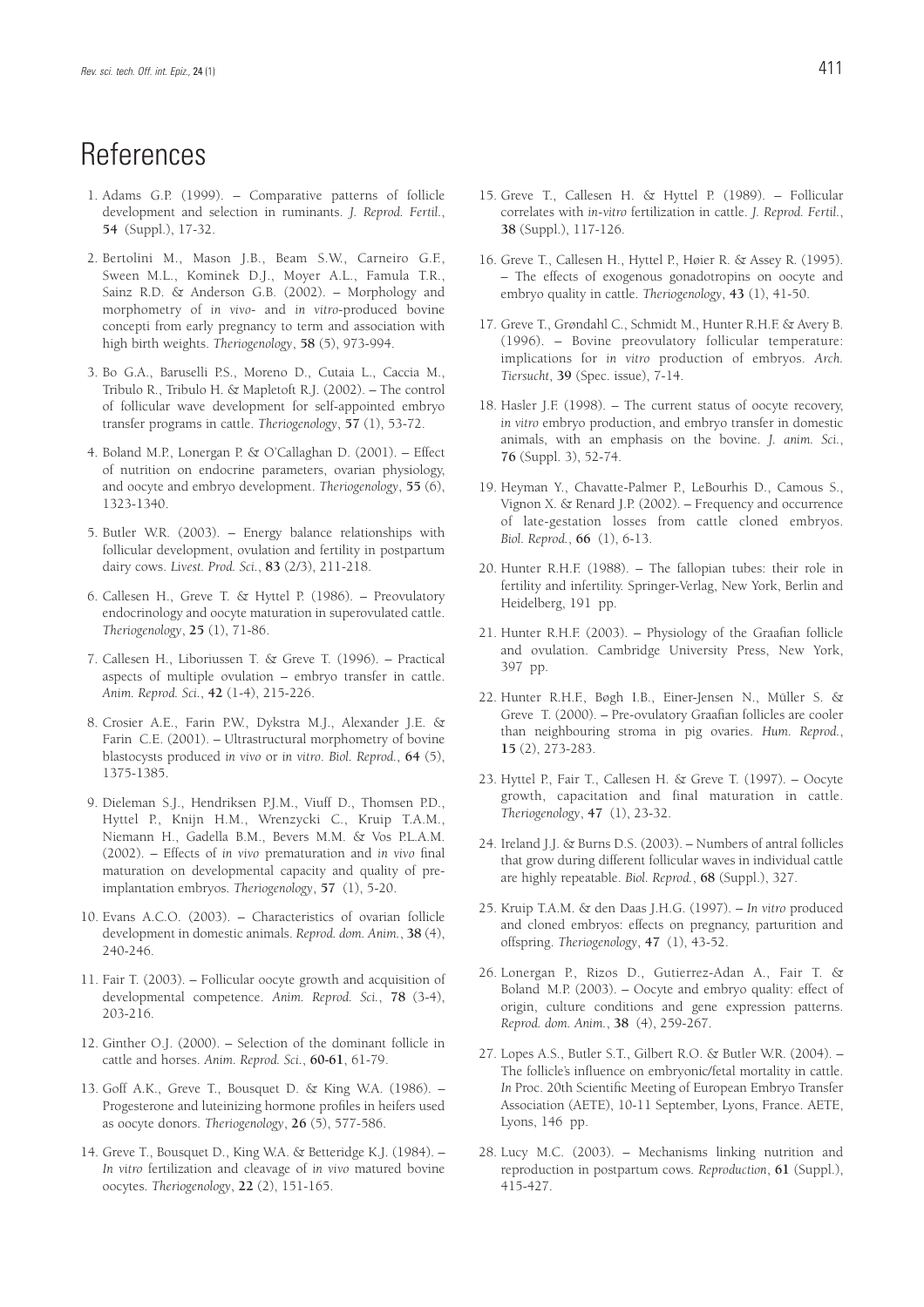# References

1. Adams G.P. (1999). – Comparative patterns of follicle development and selection in ruminants. *J. Reprod. Fertil.*, **54** (Suppl.), 17-32.

2. Bertolini M., Mason J.B., Beam S.W., Carneiro G.F., Sween M.L., Kominek D.J., Moyer A.L., Famula T.R., Sainz R.D. & Anderson G.B. (2002). – Morphology and morphometry of *in vivo*- and *in vitro*-produced bovine concepti from early pregnancy to term and association with high birth weights. *Theriogenology*, **58** (5), 973-994.

3. Bo G.A., Baruselli P.S., Moreno D., Cutaia L., Caccia M., Tribulo R., Tribulo H. & Mapletoft R.J. (2002). – The control of follicular wave development for self-appointed embryo transfer programs in cattle. *Theriogenology*, **57** (1), 53-72.

4. Boland M.P., Lonergan P. & O'Callaghan D. (2001). – Effect of nutrition on endocrine parameters, ovarian physiology, and oocyte and embryo development. *Theriogenology*, **55** (6), 1323-1340.

5. Butler W.R. (2003). – Energy balance relationships with follicular development, ovulation and fertility in postpartum dairy cows. *Livest. Prod. Sci.*, **83** (2/3), 211-218.

6. Callesen H., Greve T. & Hyttel P. (1986). – Preovulatory endocrinology and oocyte maturation in superovulated cattle. *Theriogenology*, **25** (1), 71-86.

7. Callesen H., Liboriussen T. & Greve T. (1996). – Practical aspects of multiple ovulation – embryo transfer in cattle. *Anim. Reprod. Sci.*, **42** (1-4), 215-226.

8. Crosier A.E., Farin P.W., Dykstra M.J., Alexander J.E. & Farin C.E. (2001). – Ultrastructural morphometry of bovine blastocysts produced *in vivo* or *in vitro*. *Biol. Reprod.*, **64** (5), 1375-1385.

9. Dieleman S.J., Hendriksen P.J.M., Viuff D., Thomsen P.D., Hyttel P., Knijn H.M., Wrenzycki C., Kruip T.A.M., Niemann H., Gadella B.M., Bevers M.M. & Vos P.L.A.M. (2002). – Effects of *in vivo* prematuration and *in vivo* final maturation on developmental capacity and quality of pre-implantation embryos. *Theriogenology*, **57** (1), 5-20.

10. Evans A.C.O. (2003). – Characteristics of ovarian follicle development in domestic animals. *Reprod. dom. Anim.*, **38** (4), 240-246.

11. Fair T. (2003). – Follicular oocyte growth and acquisition of developmental competence. *Anim. Reprod. Sci.*, **78** (3-4), 203-216.

12. Ginther O.J. (2000). – Selection of the dominant follicle in cattle and horses. *Anim. Reprod. Sci.*, **60-61**, 61-79.

13. Goff A.K., Greve T., Bousquet D. & King W.A. (1986). – Progesterone and luteinizing hormone profiles in heifers used as oocyte donors. *Theriogenology*, **26** (5), 577-586.

14. Greve T., Bousquet D., King W.A. & Betteridge K.J. (1984). – *In vitro* fertilization and cleavage of *in vivo* matured bovine oocytes. *Theriogenology*, **22** (2), 151-165.

15. Greve T., Callesen H. & Hyttel P. (1989). – Follicular correlates with *in-vitro* fertilization in cattle. *J. Reprod. Fertil.*, **38** (Suppl.), 117-126.

16. Greve T., Callesen H., Hyttel P., Høier R. & Assey R. (1995). – The effects of exogenous gonadotropins on oocyte and embryo quality in cattle. *Theriogenology*, **43** (1), 41-50.

17. Greve T., Grøndahl C., Schmidt M., Hunter R.H.F. & Avery B. (1996). – Bovine preovulatory follicular temperature: implications for *in vitro* production of embryos. *Arch. Tiersucht*, **39** (Spec. issue), 7-14.

18. Hasler J.F. (1998). – The current status of oocyte recovery, *in vitro* embryo production, and embryo transfer in domestic animals, with an emphasis on the bovine. *J. anim. Sci.*, **76** (Suppl. 3), 52-74.

19. Heyman Y., Chavatte-Palmer P., LeBourhis D., Camous S., Vignon X. & Renard J.P. (2002). – Frequency and occurrence of late-gestation losses from cattle cloned embryos. *Biol. Reprod.*, **66** (1), 6-13.

20. Hunter R.H.F. (1988). – The fallopian tubes: their role in fertility and infertility. Springer-Verlag, New York, Berlin and Heidelberg, 191 pp.

21. Hunter R.H.F. (2003). – Physiology of the Graafian follicle and ovulation. Cambridge University Press, New York, 397 pp.

22. Hunter R.H.F., Bøgh I.B., Einer-Jensen N., Müller S. & Greve T. (2000). – Pre-ovulatory Graafian follicles are cooler than neighbouring stroma in pig ovaries. *Hum. Reprod.*, **15** (2), 273-283.

23. Hyttel P., Fair T., Callesen H. & Greve T. (1997). – Oocyte growth, capacitation and final maturation in cattle. *Theriogenology*, **47** (1), 23-32.

24. Ireland J.J. & Burns D.S. (2003). – Numbers of antral follicles that grow during different follicular waves in individual cattle are highly repeatable. *Biol. Reprod.*, **68** (Suppl.), 327.

25. Kruip T.A.M. & den Daas J.H.G. (1997). – *In vitro* produced and cloned embryos: effects on pregnancy, parturition and offspring. *Theriogenology*, **47** (1), 43-52.

26. Lonergan P., Rizos D., Gutierrez-Adan A., Fair T. & Boland M.P. (2003). – Oocyte and embryo quality: effect of origin, culture conditions and gene expression patterns. *Reprod. dom. Anim.*, **38** (4), 259-267.

27. Lopes A.S., Butler S.T., Gilbert R.O. & Butler W.R. (2004). – The follicle's influence on embryonic/fetal mortality in cattle. *In* Proc. 20th Scientific Meeting of European Embryo Transfer Association (AETE), 10-11 September, Lyons, France. AETE, Lyons, 146 pp.

28. Lucy M.C. (2003). – Mechanisms linking nutrition and reproduction in postpartum cows. *Reproduction*, **61** (Suppl.), 415-427.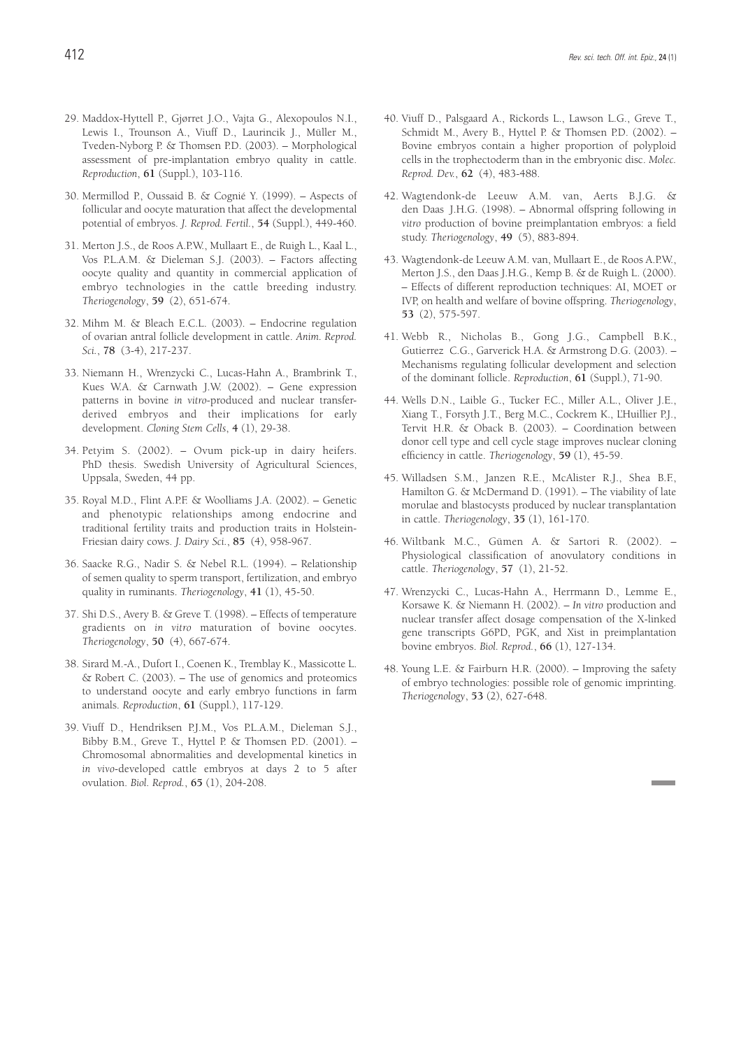29. Maddox-Hyttell P., Gjørret J.O., Vajta G., Alexopoulos N.I., Lewis I., Trounson A., Viuff D., Laurincik J., Müller M., Tveden-Nyborg P. & Thomsen P.D. (2003). – Morphological assessment of pre-implantation embryo quality in cattle. *Reproduction*, **61** (Suppl.), 103-116.

30. Mermillod P., Oussaid B. & Cognié Y. (1999). – Aspects of follicular and oocyte maturation that affect the developmental potential of embryos. *J. Reprod. Fertil.*, **54** (Suppl.), 449-460.

31. Merton J.S., de Roos A.P.W., Mullaart E., de Ruigh L., Kaal L., Vos P.L.A.M. & Dieleman S.J. (2003). – Factors affecting oocyte quality and quantity in commercial application of embryo technologies in the cattle breeding industry. *Theriogenology*, **59** (2), 651-674.

32. Mihm M. & Bleach E.C.L. (2003). – Endocrine regulation of ovarian antral follicle development in cattle. *Anim. Reprod. Sci.*, **78** (3-4), 217-237.

33. Niemann H., Wrenzycki C., Lucas-Hahn A., Brambrink T., Kues W.A. & Carnwath J.W. (2002). – Gene expression patterns in bovine *in vitro*-produced and nuclear transfer-derived embryos and their implications for early development. *Cloning Stem Cells*, **4** (1), 29-38.

34. Petyim S. (2002). – Ovum pick-up in dairy heifers. PhD thesis. Swedish University of Agricultural Sciences, Uppsala, Sweden, 44 pp.

35. Royal M.D., Flint A.P.F. & Woolliams J.A. (2002). – Genetic and phenotypic relationships among endocrine and traditional fertility traits and production traits in Holstein-Friesian dairy cows. *J. Dairy Sci.*, **85** (4), 958-967.

36. Saacke R.G., Nadir S. & Nebel R.L. (1994). – Relationship of semen quality to sperm transport, fertilization, and embryo quality in ruminants. *Theriogenology*, **41** (1), 45-50.

37. Shi D.S., Avery B. & Greve T. (1998). – Effects of temperature gradients on *in vitro* maturation of bovine oocytes. *Theriogenology*, **50** (4), 667-674.

38. Sirard M.-A., Dufort I., Coenen K., Tremblay K., Massicotte L. & Robert C. (2003). – The use of genomics and proteomics to understand oocyte and early embryo functions in farm animals. *Reproduction*, **61** (Suppl.), 117-129.

39. Viuff D., Hendriksen P.J.M., Vos P.L.A.M., Dieleman S.J., Bibby B.M., Greve T., Hyttel P. & Thomsen P.D. (2001). – Chromosomal abnormalities and developmental kinetics in *in vivo*-developed cattle embryos at days 2 to 5 after ovulation. *Biol. Reprod.*, **65** (1), 204-208.

40. Viuff D., Palsgaard A., Rickords L., Lawson L.G., Greve T., Schmidt M., Avery B., Hyttel P. & Thomsen P.D. (2002). – Bovine embryos contain a higher proportion of polyploid cells in the trophectoderm than in the embryonic disc. *Molec. Reprod. Dev.*, **62** (4), 483-488.

42. Wagtendonk-de Leeuw A.M. van, Aerts B.J.G. & den Daas J.H.G. (1998). – Abnormal offspring following *in vitro* production of bovine preimplantation embryos: a field study. *Theriogenology*, **49** (5), 883-894.

43. Wagtendonk-de Leeuw A.M. van, Mullaart E., de Roos A.P.W., Merton J.S., den Daas J.H.G., Kemp B. & de Ruigh L. (2000). – Effects of different reproduction techniques: AI, MOET or IVP, on health and welfare of bovine offspring. *Theriogenology*, **53** (2), 575-597.

41. Webb R., Nicholas B., Gong J.G., Campbell B.K., Gutierrez C.G., Garverick H.A. & Armstrong D.G. (2003). – Mechanisms regulating follicular development and selection of the dominant follicle. *Reproduction*, **61** (Suppl.), 71-90.

44. Wells D.N., Laible G., Tucker F.C., Miller A.L., Oliver J.E., Xiang T., Forsyth J.T., Berg M.C., Cockrem K., L'Huillier P.J., Tervit H.R. & Oback B. (2003). – Coordination between donor cell type and cell cycle stage improves nuclear cloning efficiency in cattle. *Theriogenology*, **59** (1), 45-59.

45. Willadsen S.M., Janzen R.E., McAlister R.J., Shea B.F., Hamilton G. & McDermand D. (1991). – The viability of late morulae and blastocysts produced by nuclear transplantation in cattle. *Theriogenology*, **35** (1), 161-170.

46. Wiltbank M.C., Gümen A. & Sartori R. (2002). – Physiological classification of anovulatory conditions in cattle. *Theriogenology*, **57** (1), 21-52.

47. Wrenzycki C., Lucas-Hahn A., Herrmann D., Lemme E., Korsawe K. & Niemann H. (2002). – *In vitro* production and nuclear transfer affect dosage compensation of the X-linked gene transcripts G6PD, PGK, and Xist in preimplantation bovine embryos. *Biol. Reprod.*, **66** (1), 127-134.

48. Young L.E. & Fairburn H.R. (2000). – Improving the safety of embryo technologies: possible role of genomic imprinting. *Theriogenology*, **53** (2), 627-648.